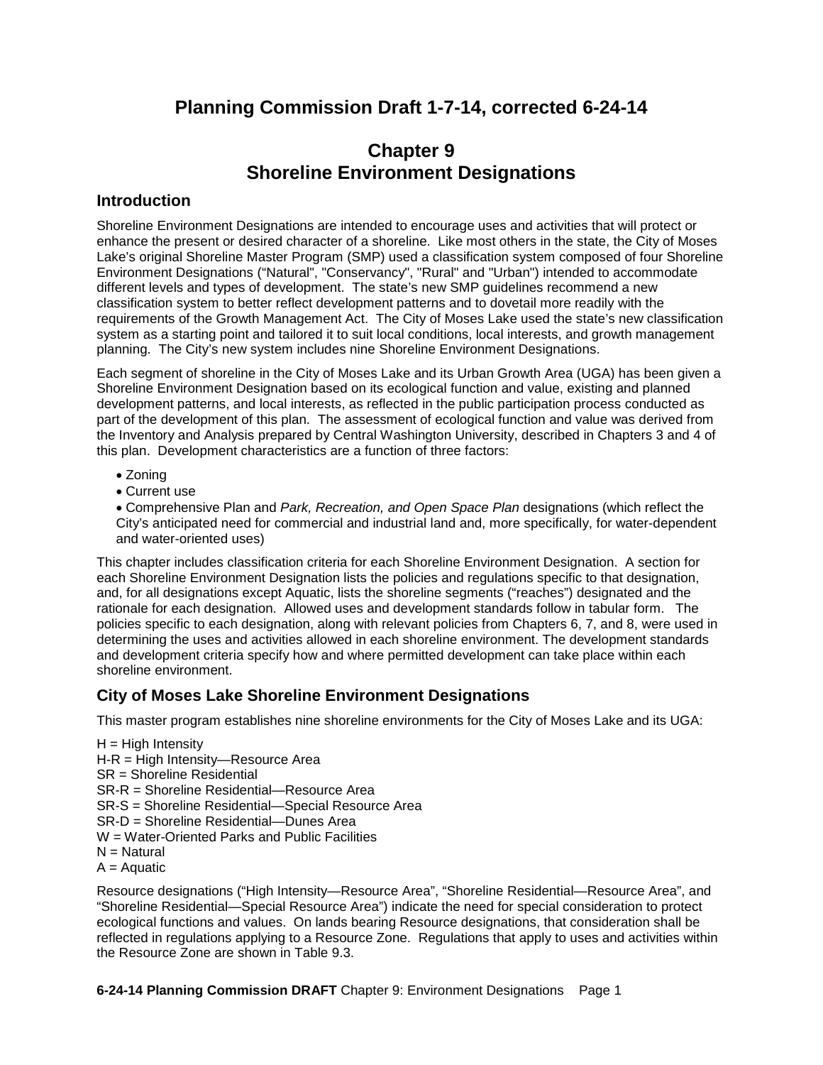# Planning Commission Draft 1-7-14, corrected 6-24-14

# Chapter 9
# Shoreline Environment Designations

## Introduction

Shoreline Environment Designations are intended to encourage uses and activities that will protect or enhance the present or desired character of a shoreline. Like most others in the state, the City of Moses Lake's original Shoreline Master Program (SMP) used a classification system composed of four Shoreline Environment Designations ("Natural", "Conservancy", "Rural" and "Urban") intended to accommodate different levels and types of development. The state's new SMP guidelines recommend a new classification system to better reflect development patterns and to dovetail more readily with the requirements of the Growth Management Act. The City of Moses Lake used the state's new classification system as a starting point and tailored it to suit local conditions, local interests, and growth management planning. The City's new system includes nine Shoreline Environment Designations.

Each segment of shoreline in the City of Moses Lake and its Urban Growth Area (UGA) has been given a Shoreline Environment Designation based on its ecological function and value, existing and planned development patterns, and local interests, as reflected in the public participation process conducted as part of the development of this plan. The assessment of ecological function and value was derived from the Inventory and Analysis prepared by Central Washington University, described in Chapters 3 and 4 of this plan. Development characteristics are a function of three factors:

- Zoning
- Current use
- Comprehensive Plan and *Park, Recreation, and Open Space Plan* designations (which reflect the City's anticipated need for commercial and industrial land and, more specifically, for water-dependent and water-oriented uses)

This chapter includes classification criteria for each Shoreline Environment Designation. A section for each Shoreline Environment Designation lists the policies and regulations specific to that designation, and, for all designations except Aquatic, lists the shoreline segments ("reaches") designated and the rationale for each designation. Allowed uses and development standards follow in tabular form. The policies specific to each designation, along with relevant policies from Chapters 6, 7, and 8, were used in determining the uses and activities allowed in each shoreline environment. The development standards and development criteria specify how and where permitted development can take place within each shoreline environment.

## City of Moses Lake Shoreline Environment Designations

This master program establishes nine shoreline environments for the City of Moses Lake and its UGA:

H = High Intensity
H-R = High Intensity—Resource Area
SR = Shoreline Residential
SR-R = Shoreline Residential—Resource Area
SR-S = Shoreline Residential—Special Resource Area
SR-D = Shoreline Residential—Dunes Area
W = Water-Oriented Parks and Public Facilities
N = Natural
A = Aquatic

Resource designations ("High Intensity—Resource Area", "Shoreline Residential—Resource Area", and "Shoreline Residential—Special Resource Area") indicate the need for special consideration to protect ecological functions and values. On lands bearing Resource designations, that consideration shall be reflected in regulations applying to a Resource Zone. Regulations that apply to uses and activities within the Resource Zone are shown in Table 9.3.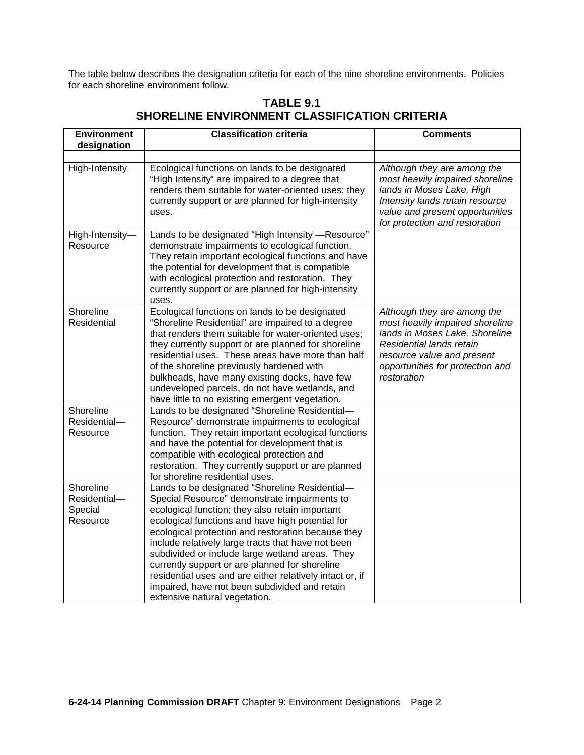The table below describes the designation criteria for each of the nine shoreline environments. Policies for each shoreline environment follow.

## TABLE 9.1
## SHORELINE ENVIRONMENT CLASSIFICATION CRITERIA

| Environment designation | Classification criteria | Comments |
|---|---|---|
| | | |
| High-Intensity | Ecological functions on lands to be designated "High Intensity" are impaired to a degree that renders them suitable for water-oriented uses; they currently support or are planned for high-intensity uses. | *Although they are among the most heavily impaired shoreline lands in Moses Lake, High Intensity lands retain resource value and present opportunities for protection and restoration* |
| High-Intensity—Resource | Lands to be designated "High Intensity —Resource" demonstrate impairments to ecological function. They retain important ecological functions and have the potential for development that is compatible with ecological protection and restoration. They currently support or are planned for high-intensity uses. | |
| Shoreline Residential | Ecological functions on lands to be designated "Shoreline Residential" are impaired to a degree that renders them suitable for water-oriented uses; they currently support or are planned for shoreline residential uses. These areas have more than half of the shoreline previously hardened with bulkheads, have many existing docks, have few undeveloped parcels, do not have wetlands, and have little to no existing emergent vegetation. | *Although they are among the most heavily impaired shoreline lands in Moses Lake, Shoreline Residential lands retain resource value and present opportunities for protection and restoration* |
| Shoreline Residential—Resource | Lands to be designated "Shoreline Residential—Resource" demonstrate impairments to ecological function. They retain important ecological functions and have the potential for development that is compatible with ecological protection and restoration. They currently support or are planned for shoreline residential uses. | |
| Shoreline Residential—Special Resource | Lands to be designated "Shoreline Residential—Special Resource" demonstrate impairments to ecological function; they also retain important ecological functions and have high potential for ecological protection and restoration because they include relatively large tracts that have not been subdivided or include large wetland areas. They currently support or are planned for shoreline residential uses and are either relatively intact or, if impaired, have not been subdivided and retain extensive natural vegetation. | |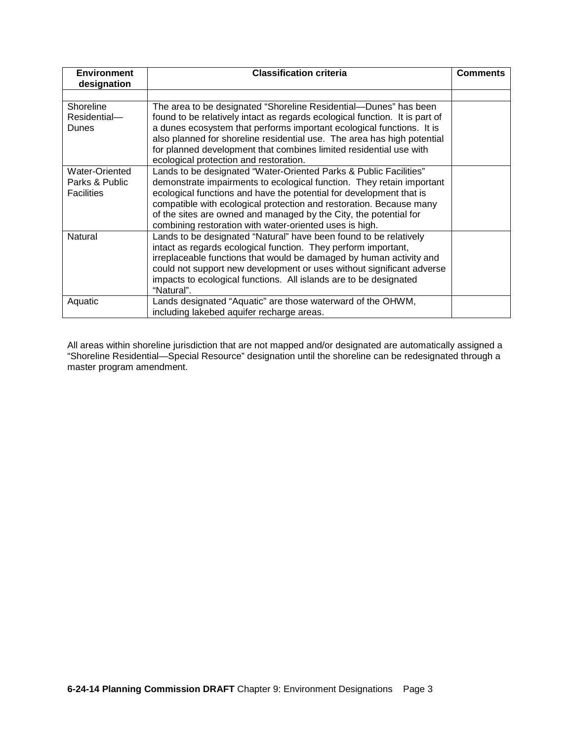| Environment designation | Classification criteria | Comments |
|---|---|---|
| | | |
| Shoreline Residential—Dunes | The area to be designated "Shoreline Residential—Dunes" has been found to be relatively intact as regards ecological function. It is part of a dunes ecosystem that performs important ecological functions. It is also planned for shoreline residential use. The area has high potential for planned development that combines limited residential use with ecological protection and restoration. | |
| Water-Oriented Parks & Public Facilities | Lands to be designated "Water-Oriented Parks & Public Facilities" demonstrate impairments to ecological function. They retain important ecological functions and have the potential for development that is compatible with ecological protection and restoration. Because many of the sites are owned and managed by the City, the potential for combining restoration with water-oriented uses is high. | |
| Natural | Lands to be designated "Natural" have been found to be relatively intact as regards ecological function. They perform important, irreplaceable functions that would be damaged by human activity and could not support new development or uses without significant adverse impacts to ecological functions. All islands are to be designated "Natural". | |
| Aquatic | Lands designated "Aquatic" are those waterward of the OHWM, including lakebed aquifer recharge areas. | |

All areas within shoreline jurisdiction that are not mapped and/or designated are automatically assigned a "Shoreline Residential—Special Resource" designation until the shoreline can be redesignated through a master program amendment.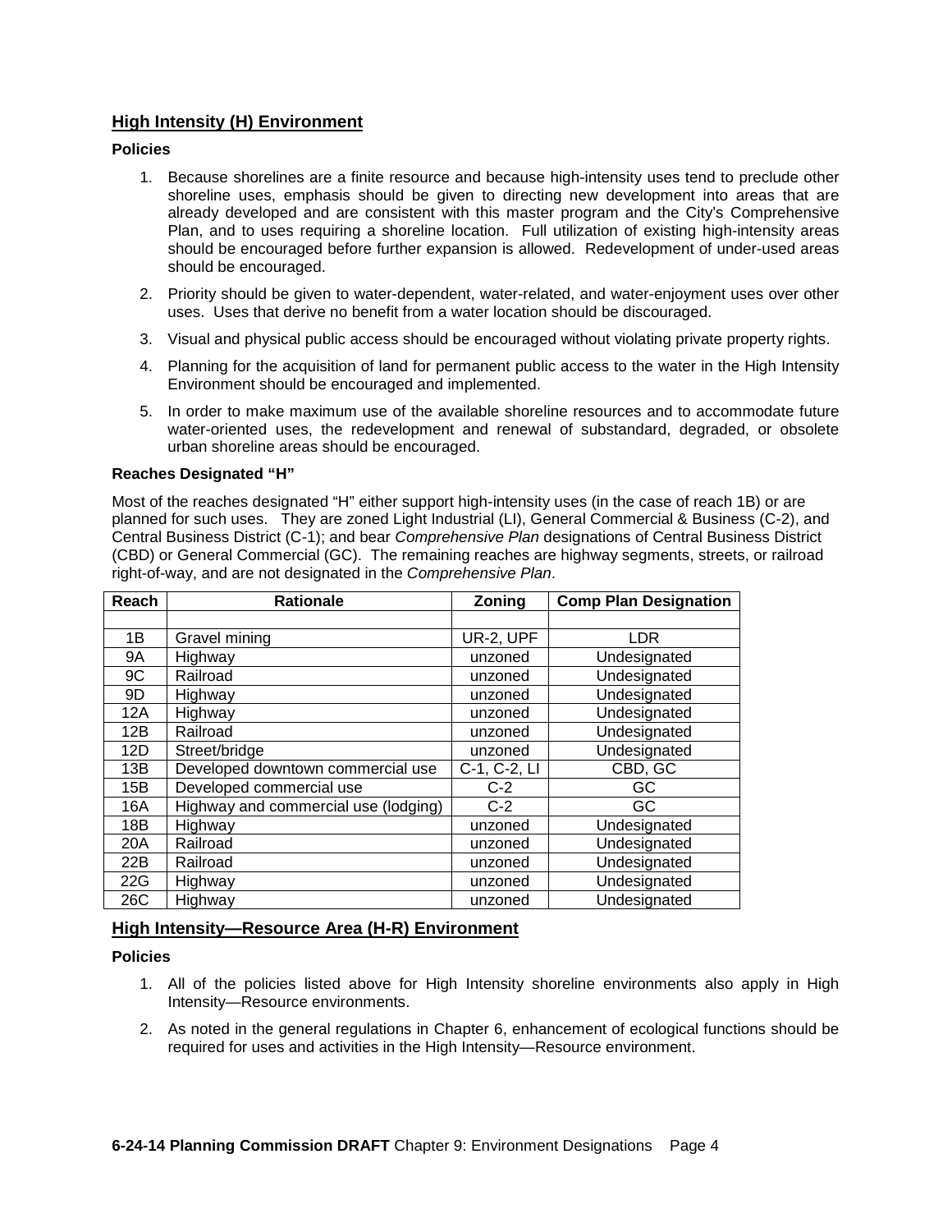## High Intensity (H) Environment

**Policies**

1. Because shorelines are a finite resource and because high-intensity uses tend to preclude other shoreline uses, emphasis should be given to directing new development into areas that are already developed and are consistent with this master program and the City's Comprehensive Plan, and to uses requiring a shoreline location. Full utilization of existing high-intensity areas should be encouraged before further expansion is allowed. Redevelopment of under-used areas should be encouraged.
2. Priority should be given to water-dependent, water-related, and water-enjoyment uses over other uses. Uses that derive no benefit from a water location should be discouraged.
3. Visual and physical public access should be encouraged without violating private property rights.
4. Planning for the acquisition of land for permanent public access to the water in the High Intensity Environment should be encouraged and implemented.
5. In order to make maximum use of the available shoreline resources and to accommodate future water-oriented uses, the redevelopment and renewal of substandard, degraded, or obsolete urban shoreline areas should be encouraged.

**Reaches Designated "H"**

Most of the reaches designated "H" either support high-intensity uses (in the case of reach 1B) or are planned for such uses. They are zoned Light Industrial (LI), General Commercial & Business (C-2), and Central Business District (C-1); and bear *Comprehensive Plan* designations of Central Business District (CBD) or General Commercial (GC). The remaining reaches are highway segments, streets, or railroad right-of-way, and are not designated in the *Comprehensive Plan*.

| Reach | Rationale | Zoning | Comp Plan Designation |
|---|---|---|---|
| | | | |
| 1B | Gravel mining | UR-2, UPF | LDR |
| 9A | Highway | unzoned | Undesignated |
| 9C | Railroad | unzoned | Undesignated |
| 9D | Highway | unzoned | Undesignated |
| 12A | Highway | unzoned | Undesignated |
| 12B | Railroad | unzoned | Undesignated |
| 12D | Street/bridge | unzoned | Undesignated |
| 13B | Developed downtown commercial use | C-1, C-2, LI | CBD, GC |
| 15B | Developed commercial use | C-2 | GC |
| 16A | Highway and commercial use (lodging) | C-2 | GC |
| 18B | Highway | unzoned | Undesignated |
| 20A | Railroad | unzoned | Undesignated |
| 22B | Railroad | unzoned | Undesignated |
| 22G | Highway | unzoned | Undesignated |
| 26C | Highway | unzoned | Undesignated |

## High Intensity—Resource Area (H-R) Environment

**Policies**

1. All of the policies listed above for High Intensity shoreline environments also apply in High Intensity—Resource environments.
2. As noted in the general regulations in Chapter 6, enhancement of ecological functions should be required for uses and activities in the High Intensity—Resource environment.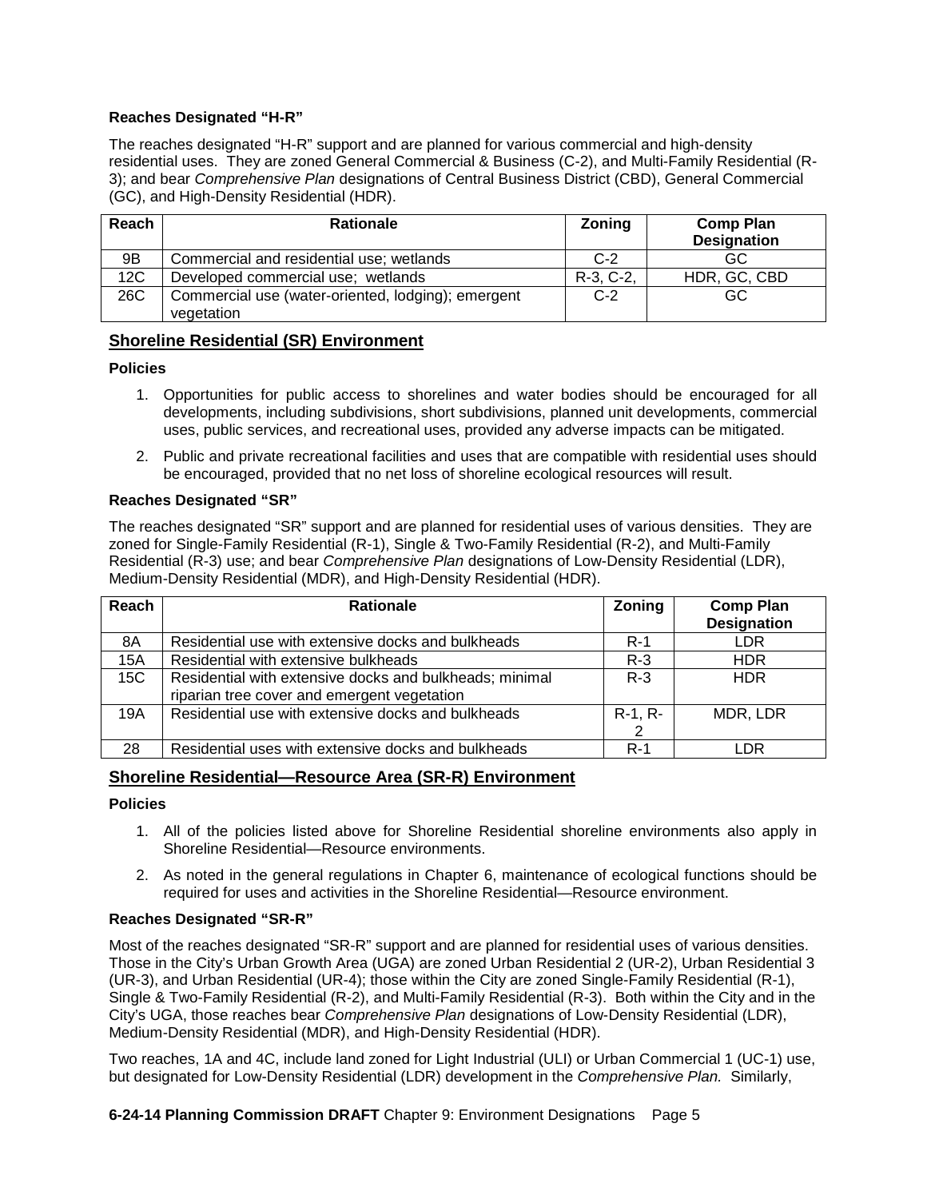**Reaches Designated "H-R"**

The reaches designated "H-R" support and are planned for various commercial and high-density residential uses. They are zoned General Commercial & Business (C-2), and Multi-Family Residential (R-3); and bear *Comprehensive Plan* designations of Central Business District (CBD), General Commercial (GC), and High-Density Residential (HDR).

| Reach | Rationale | Zoning | Comp Plan Designation |
|---|---|---|---|
| 9B | Commercial and residential use; wetlands | C-2 | GC |
| 12C | Developed commercial use; wetlands | R-3, C-2, | HDR, GC, CBD |
| 26C | Commercial use (water-oriented, lodging); emergent vegetation | C-2 | GC |

## Shoreline Residential (SR) Environment

**Policies**

1. Opportunities for public access to shorelines and water bodies should be encouraged for all developments, including subdivisions, short subdivisions, planned unit developments, commercial uses, public services, and recreational uses, provided any adverse impacts can be mitigated.
2. Public and private recreational facilities and uses that are compatible with residential uses should be encouraged, provided that no net loss of shoreline ecological resources will result.

**Reaches Designated "SR"**

The reaches designated "SR" support and are planned for residential uses of various densities. They are zoned for Single-Family Residential (R-1), Single & Two-Family Residential (R-2), and Multi-Family Residential (R-3) use; and bear *Comprehensive Plan* designations of Low-Density Residential (LDR), Medium-Density Residential (MDR), and High-Density Residential (HDR).

| Reach | Rationale | Zoning | Comp Plan Designation |
|---|---|---|---|
| 8A | Residential use with extensive docks and bulkheads | R-1 | LDR |
| 15A | Residential with extensive bulkheads | R-3 | HDR |
| 15C | Residential with extensive docks and bulkheads; minimal riparian tree cover and emergent vegetation | R-3 | HDR |
| 19A | Residential use with extensive docks and bulkheads | R-1, R-2 | MDR, LDR |
| 28 | Residential uses with extensive docks and bulkheads | R-1 | LDR |

## Shoreline Residential—Resource Area (SR-R) Environment

**Policies**

1. All of the policies listed above for Shoreline Residential shoreline environments also apply in Shoreline Residential—Resource environments.
2. As noted in the general regulations in Chapter 6, maintenance of ecological functions should be required for uses and activities in the Shoreline Residential—Resource environment.

**Reaches Designated "SR-R"**

Most of the reaches designated "SR-R" support and are planned for residential uses of various densities. Those in the City's Urban Growth Area (UGA) are zoned Urban Residential 2 (UR-2), Urban Residential 3 (UR-3), and Urban Residential (UR-4); those within the City are zoned Single-Family Residential (R-1), Single & Two-Family Residential (R-2), and Multi-Family Residential (R-3). Both within the City and in the City's UGA, those reaches bear *Comprehensive Plan* designations of Low-Density Residential (LDR), Medium-Density Residential (MDR), and High-Density Residential (HDR).

Two reaches, 1A and 4C, include land zoned for Light Industrial (ULI) or Urban Commercial 1 (UC-1) use, but designated for Low-Density Residential (LDR) development in the *Comprehensive Plan.* Similarly,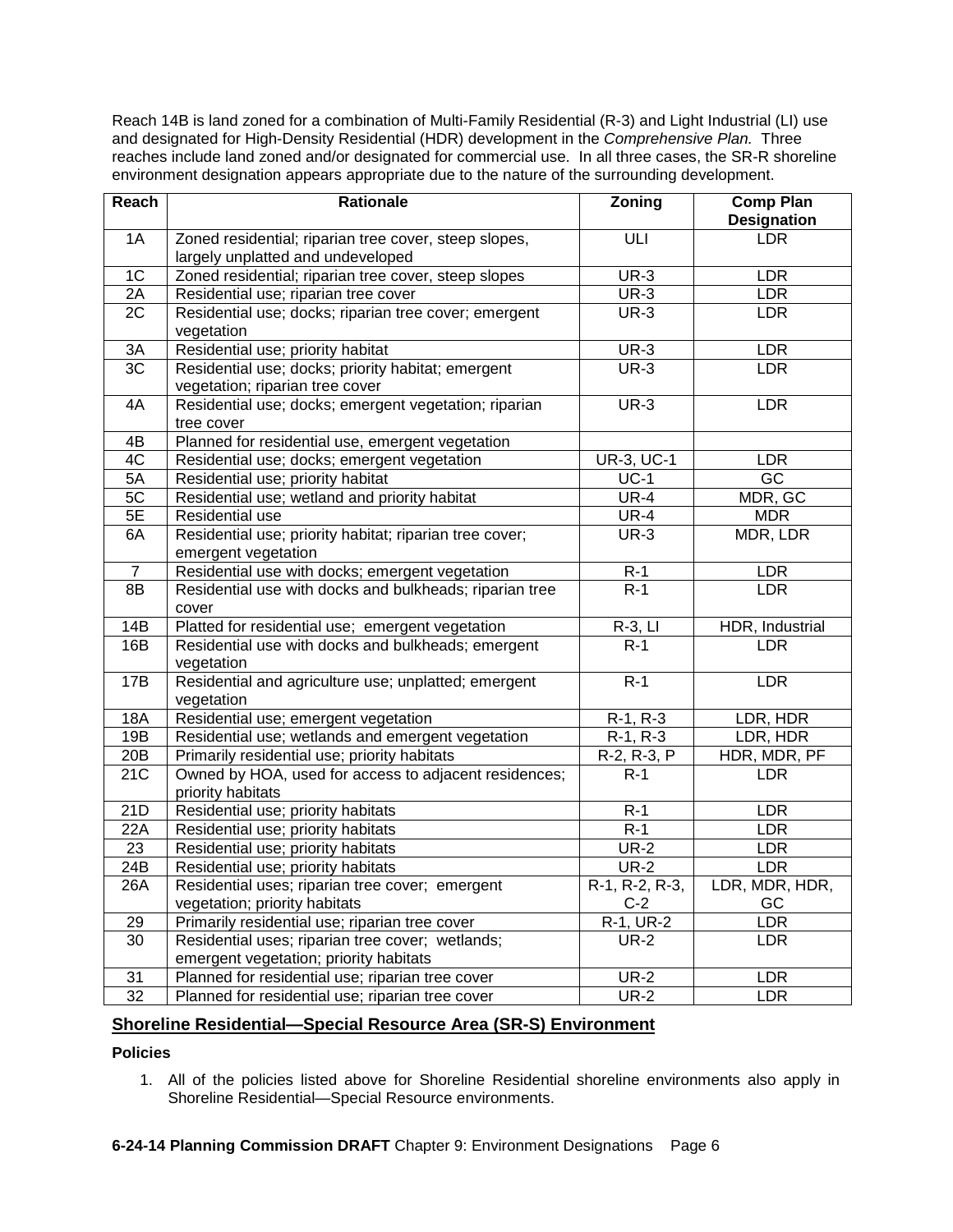Reach 14B is land zoned for a combination of Multi-Family Residential (R-3) and Light Industrial (LI) use and designated for High-Density Residential (HDR) development in the *Comprehensive Plan.* Three reaches include land zoned and/or designated for commercial use. In all three cases, the SR-R shoreline environment designation appears appropriate due to the nature of the surrounding development.

| Reach | Rationale | Zoning | Comp Plan Designation |
|---|---|---|---|
| 1A | Zoned residential; riparian tree cover, steep slopes, largely unplatted and undeveloped | ULI | LDR |
| 1C | Zoned residential; riparian tree cover, steep slopes | UR-3 | LDR |
| 2A | Residential use; riparian tree cover | UR-3 | LDR |
| 2C | Residential use; docks; riparian tree cover; emergent vegetation | UR-3 | LDR |
| 3A | Residential use; priority habitat | UR-3 | LDR |
| 3C | Residential use; docks; priority habitat; emergent vegetation; riparian tree cover | UR-3 | LDR |
| 4A | Residential use; docks; emergent vegetation; riparian tree cover | UR-3 | LDR |
| 4B | Planned for residential use, emergent vegetation | | |
| 4C | Residential use; docks; emergent vegetation | UR-3, UC-1 | LDR |
| 5A | Residential use; priority habitat | UC-1 | GC |
| 5C | Residential use; wetland and priority habitat | UR-4 | MDR, GC |
| 5E | Residential use | UR-4 | MDR |
| 6A | Residential use; priority habitat; riparian tree cover; emergent vegetation | UR-3 | MDR, LDR |
| 7 | Residential use with docks; emergent vegetation | R-1 | LDR |
| 8B | Residential use with docks and bulkheads; riparian tree cover | R-1 | LDR |
| 14B | Platted for residential use; emergent vegetation | R-3, LI | HDR, Industrial |
| 16B | Residential use with docks and bulkheads; emergent vegetation | R-1 | LDR |
| 17B | Residential and agriculture use; unplatted; emergent vegetation | R-1 | LDR |
| 18A | Residential use; emergent vegetation | R-1, R-3 | LDR, HDR |
| 19B | Residential use; wetlands and emergent vegetation | R-1, R-3 | LDR, HDR |
| 20B | Primarily residential use; priority habitats | R-2, R-3, P | HDR, MDR, PF |
| 21C | Owned by HOA, used for access to adjacent residences; priority habitats | R-1 | LDR |
| 21D | Residential use; priority habitats | R-1 | LDR |
| 22A | Residential use; priority habitats | R-1 | LDR |
| 23 | Residential use; priority habitats | UR-2 | LDR |
| 24B | Residential use; priority habitats | UR-2 | LDR |
| 26A | Residential uses; riparian tree cover; emergent vegetation; priority habitats | R-1, R-2, R-3, C-2 | LDR, MDR, HDR, GC |
| 29 | Primarily residential use; riparian tree cover | R-1, UR-2 | LDR |
| 30 | Residential uses; riparian tree cover; wetlands; emergent vegetation; priority habitats | UR-2 | LDR |
| 31 | Planned for residential use; riparian tree cover | UR-2 | LDR |
| 32 | Planned for residential use; riparian tree cover | UR-2 | LDR |

## Shoreline Residential—Special Resource Area (SR-S) Environment

**Policies**

1. All of the policies listed above for Shoreline Residential shoreline environments also apply in Shoreline Residential—Special Resource environments.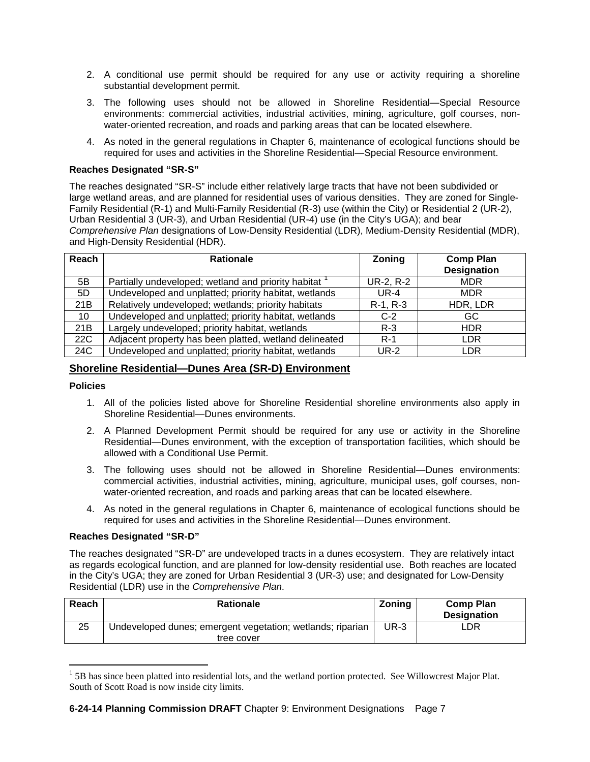2. A conditional use permit should be required for any use or activity requiring a shoreline substantial development permit.
3. The following uses should not be allowed in Shoreline Residential—Special Resource environments: commercial activities, industrial activities, mining, agriculture, golf courses, non-water-oriented recreation, and roads and parking areas that can be located elsewhere.
4. As noted in the general regulations in Chapter 6, maintenance of ecological functions should be required for uses and activities in the Shoreline Residential—Special Resource environment.

**Reaches Designated "SR-S"**

The reaches designated "SR-S" include either relatively large tracts that have not been subdivided or large wetland areas, and are planned for residential uses of various densities. They are zoned for Single-Family Residential (R-1) and Multi-Family Residential (R-3) use (within the City) or Residential 2 (UR-2), Urban Residential 3 (UR-3), and Urban Residential (UR-4) use (in the City's UGA); and bear *Comprehensive Plan* designations of Low-Density Residential (LDR), Medium-Density Residential (MDR), and High-Density Residential (HDR).

| Reach | Rationale | Zoning | Comp Plan Designation |
|---|---|---|---|
| 5B | Partially undeveloped; wetland and priority habitat [1] | UR-2, R-2 | MDR |
| 5D | Undeveloped and unplatted; priority habitat, wetlands | UR-4 | MDR |
| 21B | Relatively undeveloped; wetlands; priority habitats | R-1, R-3 | HDR, LDR |
| 10 | Undeveloped and unplatted; priority habitat, wetlands | C-2 | GC |
| 21B | Largely undeveloped; priority habitat, wetlands | R-3 | HDR |
| 22C | Adjacent property has been platted, wetland delineated | R-1 | LDR |
| 24C | Undeveloped and unplatted; priority habitat, wetlands | UR-2 | LDR |

## Shoreline Residential—Dunes Area (SR-D) Environment

**Policies**

1. All of the policies listed above for Shoreline Residential shoreline environments also apply in Shoreline Residential—Dunes environments.
2. A Planned Development Permit should be required for any use or activity in the Shoreline Residential—Dunes environment, with the exception of transportation facilities, which should be allowed with a Conditional Use Permit.
3. The following uses should not be allowed in Shoreline Residential—Dunes environments: commercial activities, industrial activities, mining, agriculture, municipal uses, golf courses, non-water-oriented recreation, and roads and parking areas that can be located elsewhere.
4. As noted in the general regulations in Chapter 6, maintenance of ecological functions should be required for uses and activities in the Shoreline Residential—Dunes environment.

**Reaches Designated "SR-D"**

The reaches designated "SR-D" are undeveloped tracts in a dunes ecosystem. They are relatively intact as regards ecological function, and are planned for low-density residential use. Both reaches are located in the City's UGA; they are zoned for Urban Residential 3 (UR-3) use; and designated for Low-Density Residential (LDR) use in the *Comprehensive Plan*.

| Reach | Rationale | Zoning | Comp Plan Designation |
|---|---|---|---|
| 25 | Undeveloped dunes; emergent vegetation; wetlands; riparian tree cover | UR-3 | LDR |

[1] 5B has since been platted into residential lots, and the wetland portion protected. See Willowcrest Major Plat. South of Scott Road is now inside city limits.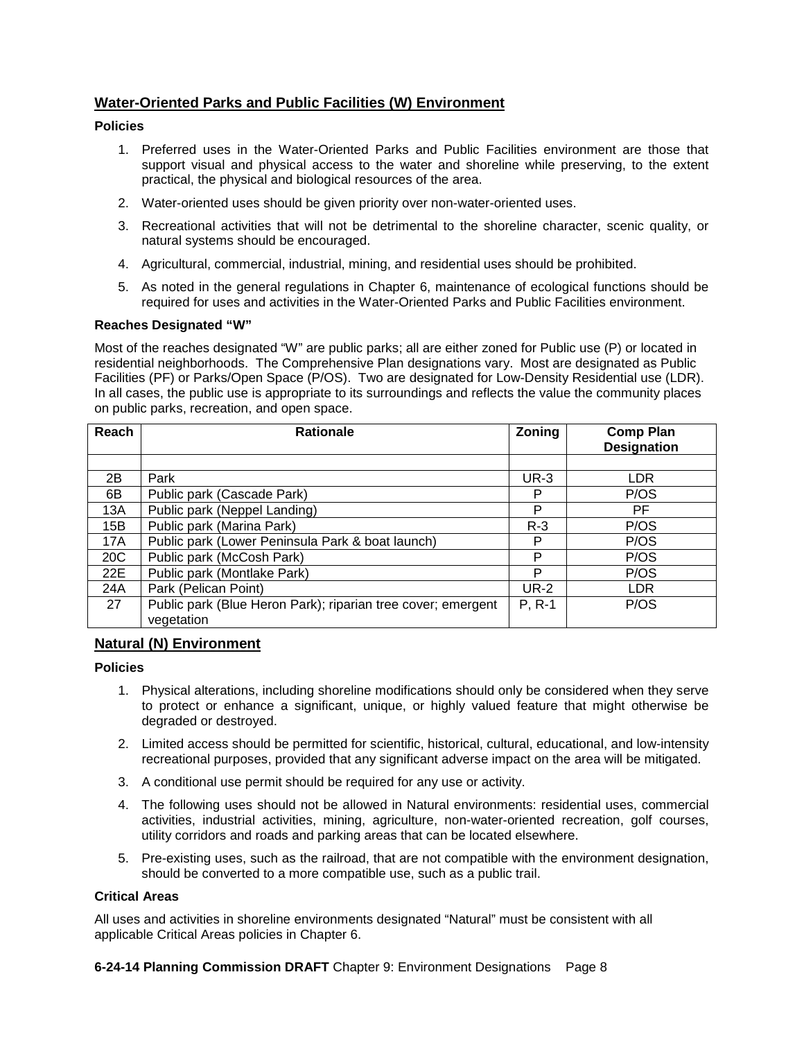## Water-Oriented Parks and Public Facilities (W) Environment

**Policies**

1. Preferred uses in the Water-Oriented Parks and Public Facilities environment are those that support visual and physical access to the water and shoreline while preserving, to the extent practical, the physical and biological resources of the area.
2. Water-oriented uses should be given priority over non-water-oriented uses.
3. Recreational activities that will not be detrimental to the shoreline character, scenic quality, or natural systems should be encouraged.
4. Agricultural, commercial, industrial, mining, and residential uses should be prohibited.
5. As noted in the general regulations in Chapter 6, maintenance of ecological functions should be required for uses and activities in the Water-Oriented Parks and Public Facilities environment.

**Reaches Designated "W"**

Most of the reaches designated "W" are public parks; all are either zoned for Public use (P) or located in residential neighborhoods. The Comprehensive Plan designations vary. Most are designated as Public Facilities (PF) or Parks/Open Space (P/OS). Two are designated for Low-Density Residential use (LDR). In all cases, the public use is appropriate to its surroundings and reflects the value the community places on public parks, recreation, and open space.

| Reach | Rationale | Zoning | Comp Plan Designation |
|---|---|---|---|
| | | | |
| 2B | Park | UR-3 | LDR |
| 6B | Public park (Cascade Park) | P | P/OS |
| 13A | Public park (Neppel Landing) | P | PF |
| 15B | Public park (Marina Park) | R-3 | P/OS |
| 17A | Public park (Lower Peninsula Park & boat launch) | P | P/OS |
| 20C | Public park (McCosh Park) | P | P/OS |
| 22E | Public park (Montlake Park) | P | P/OS |
| 24A | Park (Pelican Point) | UR-2 | LDR |
| 27 | Public park (Blue Heron Park); riparian tree cover; emergent vegetation | P, R-1 | P/OS |

## Natural (N) Environment

**Policies**

1. Physical alterations, including shoreline modifications should only be considered when they serve to protect or enhance a significant, unique, or highly valued feature that might otherwise be degraded or destroyed.
2. Limited access should be permitted for scientific, historical, cultural, educational, and low-intensity recreational purposes, provided that any significant adverse impact on the area will be mitigated.
3. A conditional use permit should be required for any use or activity.
4. The following uses should not be allowed in Natural environments: residential uses, commercial activities, industrial activities, mining, agriculture, non-water-oriented recreation, golf courses, utility corridors and roads and parking areas that can be located elsewhere.
5. Pre-existing uses, such as the railroad, that are not compatible with the environment designation, should be converted to a more compatible use, such as a public trail.

**Critical Areas**

All uses and activities in shoreline environments designated "Natural" must be consistent with all applicable Critical Areas policies in Chapter 6.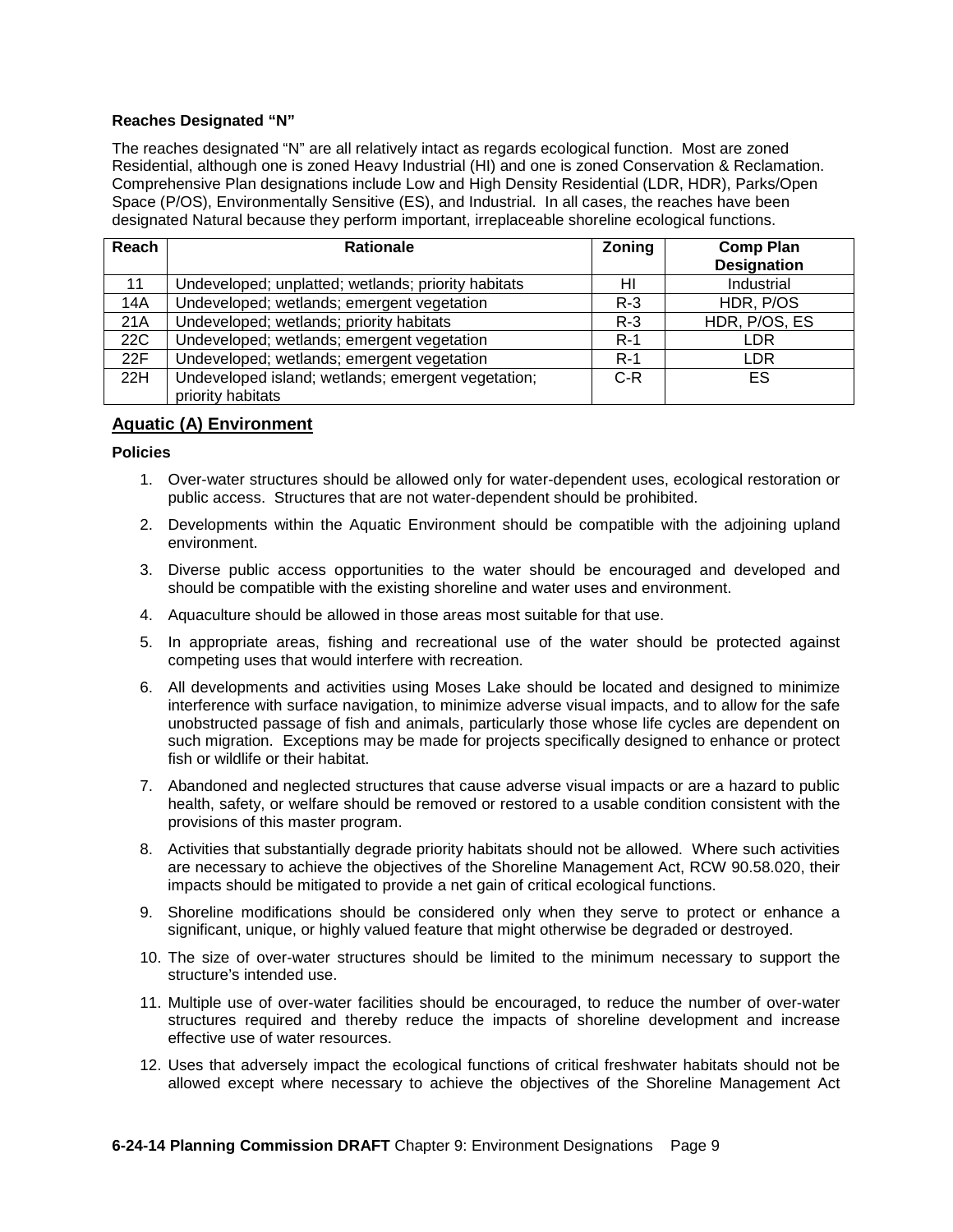**Reaches Designated "N"**

The reaches designated "N" are all relatively intact as regards ecological function. Most are zoned Residential, although one is zoned Heavy Industrial (HI) and one is zoned Conservation & Reclamation. Comprehensive Plan designations include Low and High Density Residential (LDR, HDR), Parks/Open Space (P/OS), Environmentally Sensitive (ES), and Industrial. In all cases, the reaches have been designated Natural because they perform important, irreplaceable shoreline ecological functions.

| Reach | Rationale | Zoning | Comp Plan Designation |
|---|---|---|---|
| 11 | Undeveloped; unplatted; wetlands; priority habitats | HI | Industrial |
| 14A | Undeveloped; wetlands; emergent vegetation | R-3 | HDR, P/OS |
| 21A | Undeveloped; wetlands; priority habitats | R-3 | HDR, P/OS, ES |
| 22C | Undeveloped; wetlands; emergent vegetation | R-1 | LDR |
| 22F | Undeveloped; wetlands; emergent vegetation | R-1 | LDR |
| 22H | Undeveloped island; wetlands; emergent vegetation; priority habitats | C-R | ES |

## Aquatic (A) Environment

**Policies**

1. Over-water structures should be allowed only for water-dependent uses, ecological restoration or public access. Structures that are not water-dependent should be prohibited.
2. Developments within the Aquatic Environment should be compatible with the adjoining upland environment.
3. Diverse public access opportunities to the water should be encouraged and developed and should be compatible with the existing shoreline and water uses and environment.
4. Aquaculture should be allowed in those areas most suitable for that use.
5. In appropriate areas, fishing and recreational use of the water should be protected against competing uses that would interfere with recreation.
6. All developments and activities using Moses Lake should be located and designed to minimize interference with surface navigation, to minimize adverse visual impacts, and to allow for the safe unobstructed passage of fish and animals, particularly those whose life cycles are dependent on such migration. Exceptions may be made for projects specifically designed to enhance or protect fish or wildlife or their habitat.
7. Abandoned and neglected structures that cause adverse visual impacts or are a hazard to public health, safety, or welfare should be removed or restored to a usable condition consistent with the provisions of this master program.
8. Activities that substantially degrade priority habitats should not be allowed. Where such activities are necessary to achieve the objectives of the Shoreline Management Act, RCW 90.58.020, their impacts should be mitigated to provide a net gain of critical ecological functions.
9. Shoreline modifications should be considered only when they serve to protect or enhance a significant, unique, or highly valued feature that might otherwise be degraded or destroyed.
10. The size of over-water structures should be limited to the minimum necessary to support the structure's intended use.
11. Multiple use of over-water facilities should be encouraged, to reduce the number of over-water structures required and thereby reduce the impacts of shoreline development and increase effective use of water resources.
12. Uses that adversely impact the ecological functions of critical freshwater habitats should not be allowed except where necessary to achieve the objectives of the Shoreline Management Act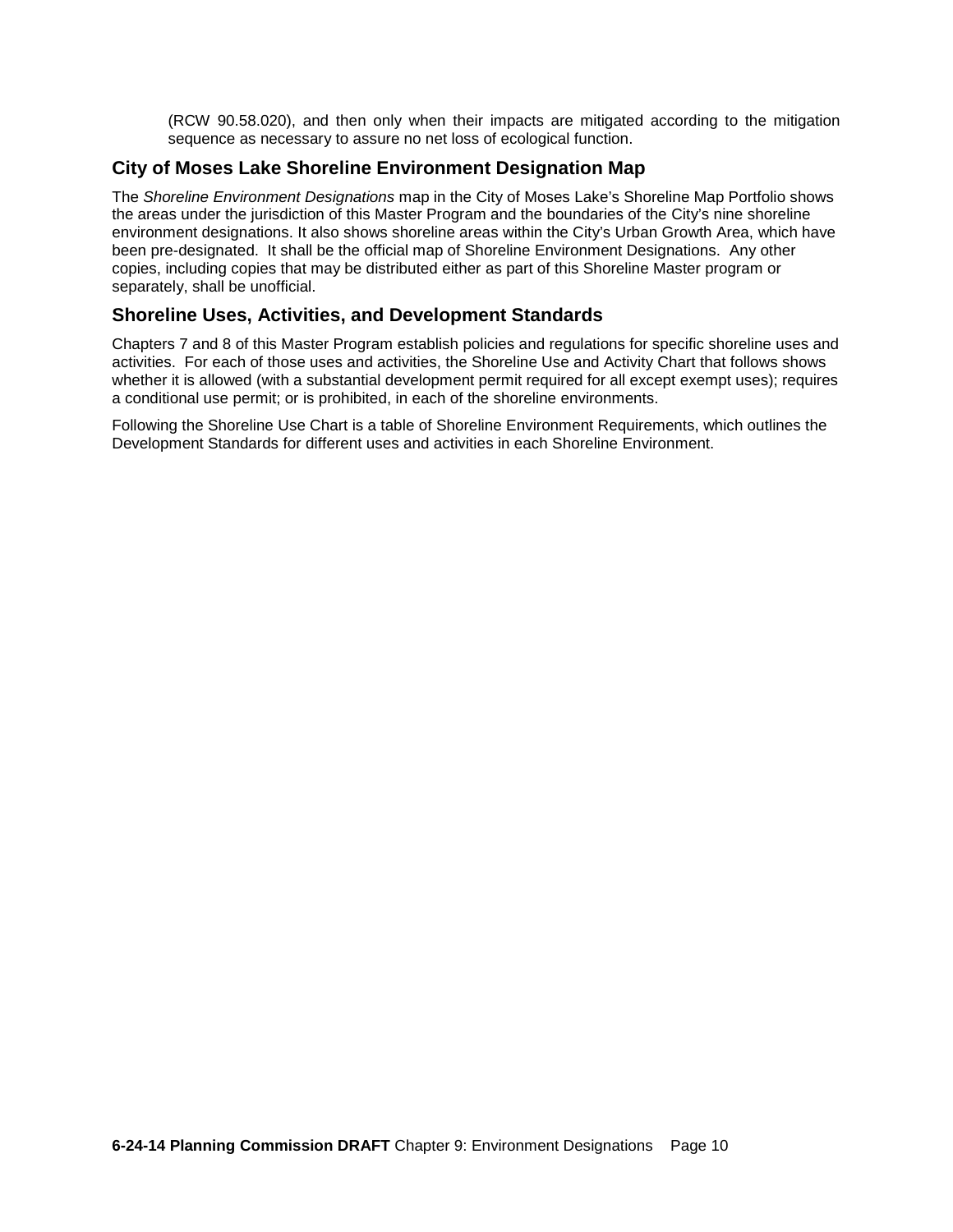(RCW 90.58.020), and then only when their impacts are mitigated according to the mitigation sequence as necessary to assure no net loss of ecological function.

## City of Moses Lake Shoreline Environment Designation Map

The *Shoreline Environment Designations* map in the City of Moses Lake's Shoreline Map Portfolio shows the areas under the jurisdiction of this Master Program and the boundaries of the City's nine shoreline environment designations. It also shows shoreline areas within the City's Urban Growth Area, which have been pre-designated. It shall be the official map of Shoreline Environment Designations. Any other copies, including copies that may be distributed either as part of this Shoreline Master program or separately, shall be unofficial.

## Shoreline Uses, Activities, and Development Standards

Chapters 7 and 8 of this Master Program establish policies and regulations for specific shoreline uses and activities. For each of those uses and activities, the Shoreline Use and Activity Chart that follows shows whether it is allowed (with a substantial development permit required for all except exempt uses); requires a conditional use permit; or is prohibited, in each of the shoreline environments.

Following the Shoreline Use Chart is a table of Shoreline Environment Requirements, which outlines the Development Standards for different uses and activities in each Shoreline Environment.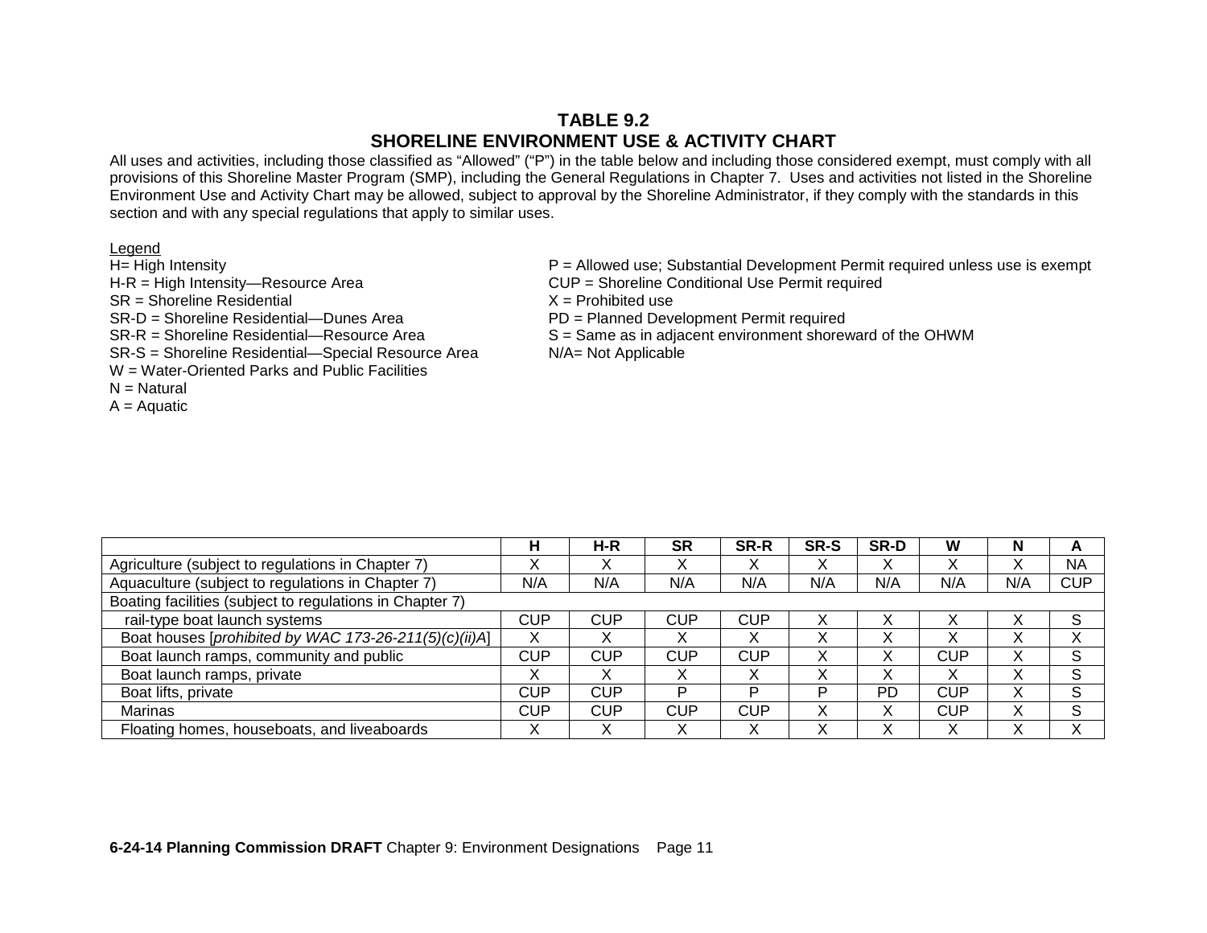## TABLE 9.2
## SHORELINE ENVIRONMENT USE & ACTIVITY CHART

All uses and activities, including those classified as "Allowed" ("P") in the table below and including those considered exempt, must comply with all provisions of this Shoreline Master Program (SMP), including the General Regulations in Chapter 7. Uses and activities not listed in the Shoreline Environment Use and Activity Chart may be allowed, subject to approval by the Shoreline Administrator, if they comply with the standards in this section and with any special regulations that apply to similar uses.

Legend

H= High Intensity
H-R = High Intensity—Resource Area
SR = Shoreline Residential
SR-D = Shoreline Residential—Dunes Area
SR-R = Shoreline Residential—Resource Area
SR-S = Shoreline Residential—Special Resource Area
W = Water-Oriented Parks and Public Facilities
N = Natural
A = Aquatic

P = Allowed use; Substantial Development Permit required unless use is exempt
CUP = Shoreline Conditional Use Permit required
X = Prohibited use
PD = Planned Development Permit required
S = Same as in adjacent environment shoreward of the OHWM
N/A= Not Applicable

| | H | H-R | SR | SR-R | SR-S | SR-D | W | N | A |
|---|---|---|---|---|---|---|---|---|---|
| Agriculture (subject to regulations in Chapter 7) | X | X | X | X | X | X | X | X | NA |
| Aquaculture (subject to regulations in Chapter 7) | N/A | N/A | N/A | N/A | N/A | N/A | N/A | N/A | CUP |
| Boating facilities (subject to regulations in Chapter 7) | | | | | | | | | |
| rail-type boat launch systems | CUP | CUP | CUP | CUP | X | X | X | X | S |
| Boat houses [*prohibited by WAC 173-26-211(5)(c)(ii)A*] | X | X | X | X | X | X | X | X | X |
| Boat launch ramps, community and public | CUP | CUP | CUP | CUP | X | X | CUP | X | S |
| Boat launch ramps, private | X | X | X | X | X | X | X | X | S |
| Boat lifts, private | CUP | CUP | P | P | P | PD | CUP | X | S |
| Marinas | CUP | CUP | CUP | CUP | X | X | CUP | X | S |
| Floating homes, houseboats, and liveaboards | X | X | X | X | X | X | X | X | X |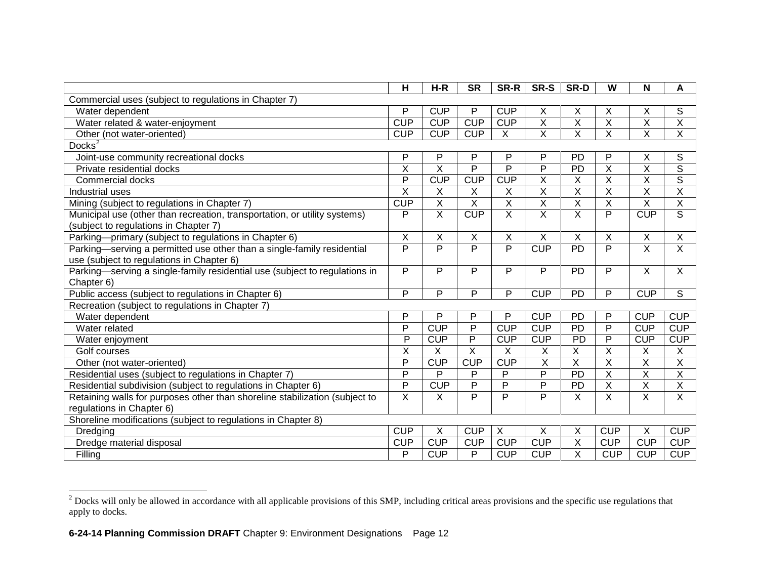| | H | H-R | SR | SR-R | SR-S | SR-D | W | N | A |
|---|---|---|---|---|---|---|---|---|---|
| Commercial uses (subject to regulations in Chapter 7) | | | | | | | | | |
| Water dependent | P | CUP | P | CUP | X | X | X | X | S |
| Water related & water-enjoyment | CUP | CUP | CUP | CUP | X | X | X | X | X |
| Other (not water-oriented) | CUP | CUP | CUP | X | X | X | X | X | X |
| Docks[2] | | | | | | | | | |
| Joint-use community recreational docks | P | P | P | P | P | PD | P | X | S |
| Private residential docks | X | X | P | P | P | PD | X | X | S |
| Commercial docks | P | CUP | CUP | CUP | X | X | X | X | S |
| Industrial uses | X | X | X | X | X | X | X | X | X |
| Mining (subject to regulations in Chapter 7) | CUP | X | X | X | X | X | X | X | X |
| Municipal use (other than recreation, transportation, or utility systems) (subject to regulations in Chapter 7) | P | X | CUP | X | X | X | P | CUP | S |
| Parking—primary (subject to regulations in Chapter 6) | X | X | X | X | X | X | X | X | X |
| Parking—serving a permitted use other than a single-family residential use (subject to regulations in Chapter 6) | P | P | P | P | CUP | PD | P | X | X |
| Parking—serving a single-family residential use (subject to regulations in Chapter 6) | P | P | P | P | P | PD | P | X | X |
| Public access (subject to regulations in Chapter 6) | P | P | P | P | CUP | PD | P | CUP | S |
| Recreation (subject to regulations in Chapter 7) | | | | | | | | | |
| Water dependent | P | P | P | P | CUP | PD | P | CUP | CUP |
| Water related | P | CUP | P | CUP | CUP | PD | P | CUP | CUP |
| Water enjoyment | P | CUP | P | CUP | CUP | PD | P | CUP | CUP |
| Golf courses | X | X | X | X | X | X | X | X | X |
| Other (not water-oriented) | P | CUP | CUP | CUP | X | X | X | X | X |
| Residential uses (subject to regulations in Chapter 7) | P | P | P | P | P | PD | X | X | X |
| Residential subdivision (subject to regulations in Chapter 6) | P | CUP | P | P | P | PD | X | X | X |
| Retaining walls for purposes other than shoreline stabilization (subject to regulations in Chapter 6) | X | X | P | P | P | X | X | X | X |
| Shoreline modifications (subject to regulations in Chapter 8) | | | | | | | | | |
| Dredging | CUP | X | CUP | X | X | X | CUP | X | CUP |
| Dredge material disposal | CUP | CUP | CUP | CUP | CUP | X | CUP | CUP | CUP |
| Filling | P | CUP | P | CUP | CUP | X | CUP | CUP | CUP |

[2] Docks will only be allowed in accordance with all applicable provisions of this SMP, including critical areas provisions and the specific use regulations that apply to docks.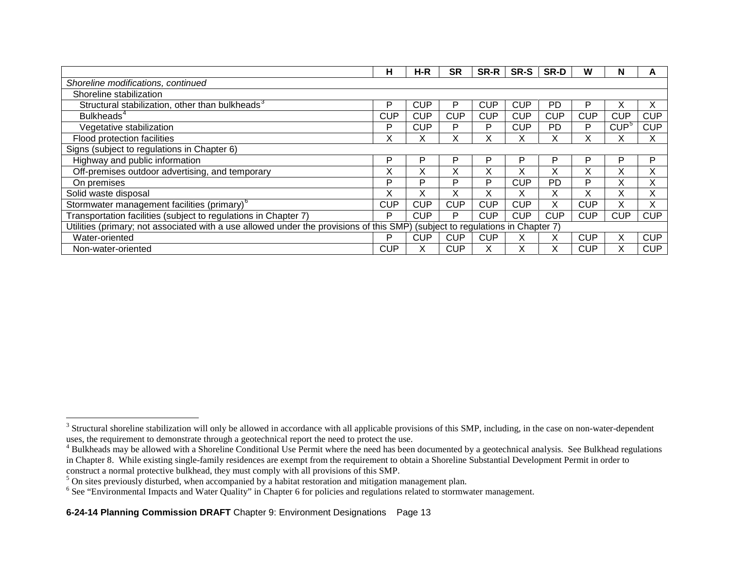| | H | H-R | SR | SR-R | SR-S | SR-D | W | N | A |
|---|---|---|---|---|---|---|---|---|---|
| *Shoreline modifications, continued* | | | | | | | | | |
| Shoreline stabilization | | | | | | | | | |
| Structural stabilization, other than bulkheads[3] | P | CUP | P | CUP | CUP | PD | P | X | X |
| Bulkheads[4] | CUP | CUP | CUP | CUP | CUP | CUP | CUP | CUP | CUP |
| Vegetative stabilization | P | CUP | P | P | CUP | PD | P | CUP[5] | CUP |
| Flood protection facilities | X | X | X | X | X | X | X | X | X |
| Signs (subject to regulations in Chapter 6) | | | | | | | | | |
| Highway and public information | P | P | P | P | P | P | P | P | P |
| Off-premises outdoor advertising, and temporary | X | X | X | X | X | X | X | X | X |
| On premises | P | P | P | P | CUP | PD | P | X | X |
| Solid waste disposal | X | X | X | X | X | X | X | X | X |
| Stormwater management facilities (primary)[6] | CUP | CUP | CUP | CUP | CUP | X | CUP | X | X |
| Transportation facilities (subject to regulations in Chapter 7) | P | CUP | P | CUP | CUP | CUP | CUP | CUP | CUP |
| Utilities (primary; not associated with a use allowed under the provisions of this SMP) (subject to regulations in Chapter 7) | | | | | | | | | |
| Water-oriented | P | CUP | CUP | CUP | X | X | CUP | X | CUP |
| Non-water-oriented | CUP | X | CUP | X | X | X | CUP | X | CUP |

[3] Structural shoreline stabilization will only be allowed in accordance with all applicable provisions of this SMP, including, in the case on non-water-dependent uses, the requirement to demonstrate through a geotechnical report the need to protect the use.

[4] Bulkheads may be allowed with a Shoreline Conditional Use Permit where the need has been documented by a geotechnical analysis. See Bulkhead regulations in Chapter 8. While existing single-family residences are exempt from the requirement to obtain a Shoreline Substantial Development Permit in order to construct a normal protective bulkhead, they must comply with all provisions of this SMP.

[5] On sites previously disturbed, when accompanied by a habitat restoration and mitigation management plan.

[6] See "Environmental Impacts and Water Quality" in Chapter 6 for policies and regulations related to stormwater management.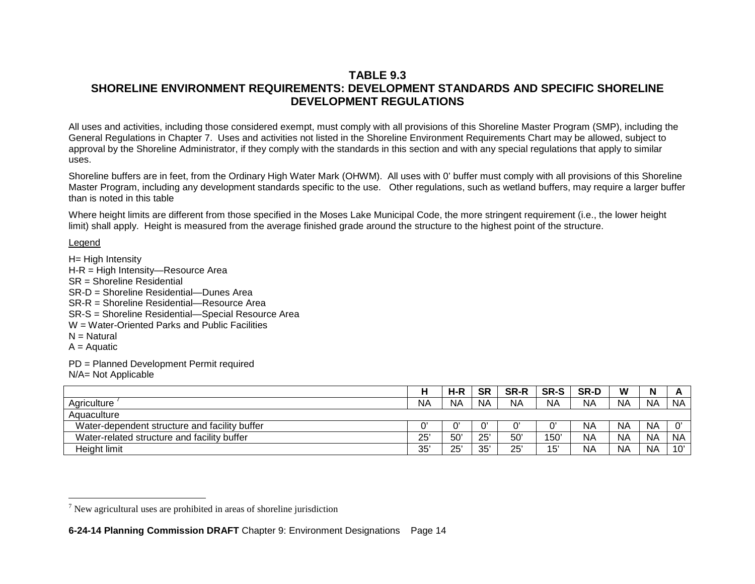# TABLE 9.3
# SHORELINE ENVIRONMENT REQUIREMENTS: DEVELOPMENT STANDARDS AND SPECIFIC SHORELINE DEVELOPMENT REGULATIONS

All uses and activities, including those considered exempt, must comply with all provisions of this Shoreline Master Program (SMP), including the General Regulations in Chapter 7. Uses and activities not listed in the Shoreline Environment Requirements Chart may be allowed, subject to approval by the Shoreline Administrator, if they comply with the standards in this section and with any special regulations that apply to similar uses.

Shoreline buffers are in feet, from the Ordinary High Water Mark (OHWM). All uses with 0' buffer must comply with all provisions of this Shoreline Master Program, including any development standards specific to the use. Other regulations, such as wetland buffers, may require a larger buffer than is noted in this table

Where height limits are different from those specified in the Moses Lake Municipal Code, the more stringent requirement (i.e., the lower height limit) shall apply. Height is measured from the average finished grade around the structure to the highest point of the structure.

Legend

H= High Intensity
H-R = High Intensity—Resource Area
SR = Shoreline Residential
SR-D = Shoreline Residential—Dunes Area
SR-R = Shoreline Residential—Resource Area
SR-S = Shoreline Residential—Special Resource Area
W = Water-Oriented Parks and Public Facilities
N = Natural
A = Aquatic

PD = Planned Development Permit required
N/A= Not Applicable

| | H | H-R | SR | SR-R | SR-S | SR-D | W | N | A |
|---|---|---|---|---|---|---|---|---|---|
| Agriculture [7] | NA | NA | NA | NA | NA | NA | NA | NA | NA |
| Aquaculture | | | | | | | | | |
| Water-dependent structure and facility buffer | 0' | 0' | 0' | 0' | 0' | NA | NA | NA | 0' |
| Water-related structure and facility buffer | 25' | 50' | 25' | 50' | 150' | NA | NA | NA | NA |
| Height limit | 35' | 25' | 35' | 25' | 15' | NA | NA | NA | 10' |

[7] New agricultural uses are prohibited in areas of shoreline jurisdiction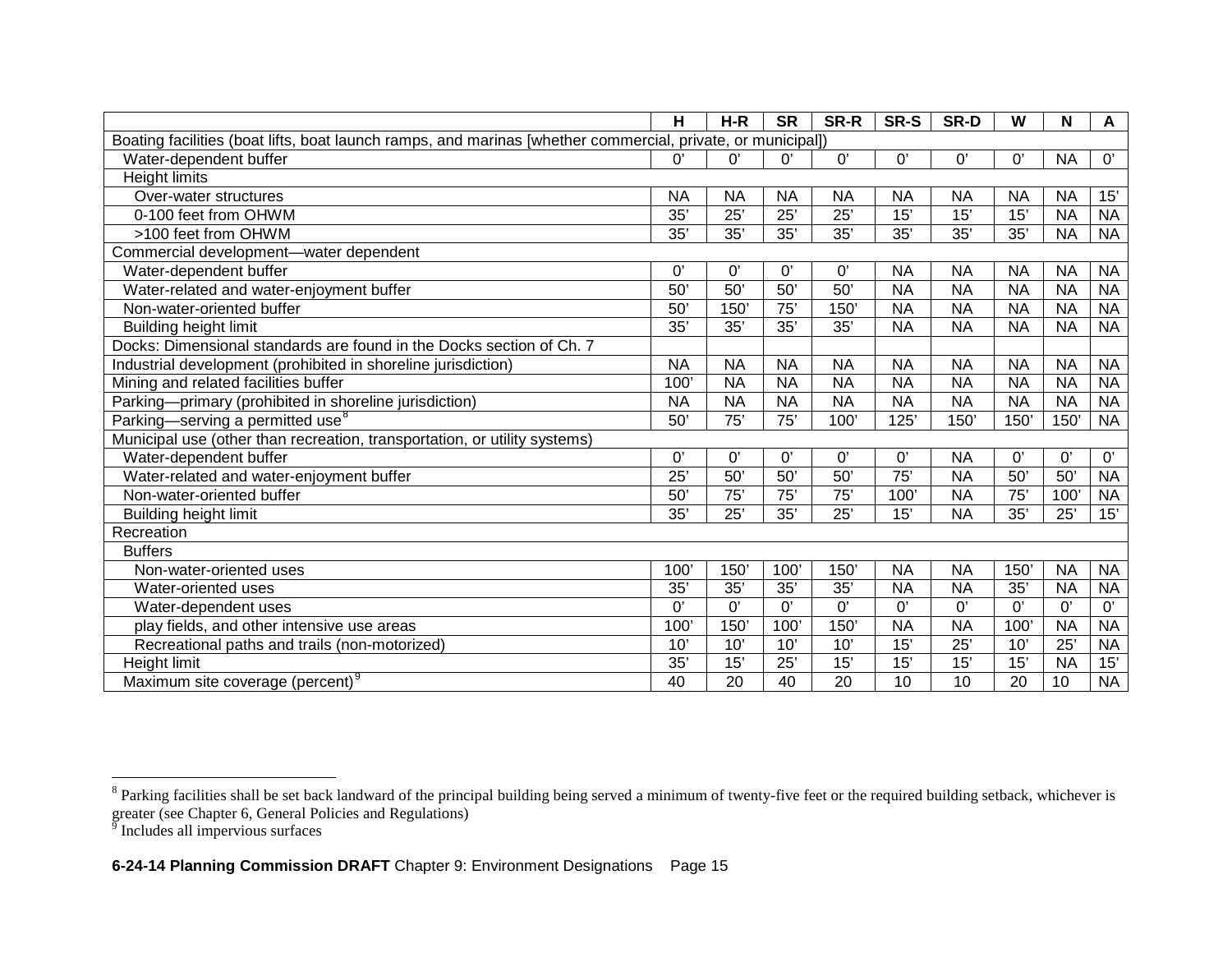| | H | H-R | SR | SR-R | SR-S | SR-D | W | N | A |
|---|---|---|---|---|---|---|---|---|---|
| Boating facilities (boat lifts, boat launch ramps, and marinas [whether commercial, private, or municipal]) | | | | | | | | | |
| Water-dependent buffer | 0’ | 0’ | 0’ | 0’ | 0’ | 0’ | 0’ | NA | 0’ |
| Height limits | | | | | | | | | |
| Over-water structures | NA | NA | NA | NA | NA | NA | NA | NA | 15’ |
| 0-100 feet from OHWM | 35’ | 25’ | 25’ | 25’ | 15’ | 15’ | 15’ | NA | NA |
| >100 feet from OHWM | 35’ | 35’ | 35’ | 35’ | 35’ | 35’ | 35’ | NA | NA |
| Commercial development—water dependent | | | | | | | | | |
| Water-dependent buffer | 0’ | 0’ | 0’ | 0’ | NA | NA | NA | NA | NA |
| Water-related and water-enjoyment buffer | 50’ | 50’ | 50’ | 50’ | NA | NA | NA | NA | NA |
| Non-water-oriented buffer | 50’ | 150’ | 75’ | 150’ | NA | NA | NA | NA | NA |
| Building height limit | 35’ | 35’ | 35’ | 35’ | NA | NA | NA | NA | NA |
| Docks: Dimensional standards are found in the Docks section of Ch. 7 | | | | | | | | | |
| Industrial development (prohibited in shoreline jurisdiction) | NA | NA | NA | NA | NA | NA | NA | NA | NA |
| Mining and related facilities buffer | 100’ | NA | NA | NA | NA | NA | NA | NA | NA |
| Parking—primary (prohibited in shoreline jurisdiction) | NA | NA | NA | NA | NA | NA | NA | NA | NA |
| Parking—serving a permitted use[8] | 50’ | 75’ | 75’ | 100’ | 125’ | 150’ | 150’ | 150’ | NA |
| Municipal use (other than recreation, transportation, or utility systems) | | | | | | | | | |
| Water-dependent buffer | 0’ | 0’ | 0’ | 0’ | 0’ | NA | 0’ | 0’ | 0’ |
| Water-related and water-enjoyment buffer | 25’ | 50’ | 50’ | 50’ | 75’ | NA | 50’ | 50’ | NA |
| Non-water-oriented buffer | 50’ | 75’ | 75’ | 75’ | 100’ | NA | 75’ | 100’ | NA |
| Building height limit | 35’ | 25’ | 35’ | 25’ | 15’ | NA | 35’ | 25’ | 15’ |
| Recreation | | | | | | | | | |
| Buffers | | | | | | | | | |
| Non-water-oriented uses | 100’ | 150’ | 100’ | 150’ | NA | NA | 150’ | NA | NA |
| Water-oriented uses | 35’ | 35’ | 35’ | 35’ | NA | NA | 35’ | NA | NA |
| Water-dependent uses | 0’ | 0’ | 0’ | 0’ | 0’ | 0’ | 0’ | 0’ | 0’ |
| play fields, and other intensive use areas | 100’ | 150’ | 100’ | 150’ | NA | NA | 100’ | NA | NA |
| Recreational paths and trails (non-motorized) | 10’ | 10’ | 10’ | 10’ | 15’ | 25’ | 10’ | 25’ | NA |
| Height limit | 35’ | 15’ | 25’ | 15’ | 15’ | 15’ | 15’ | NA | 15’ |
| Maximum site coverage (percent)[9] | 40 | 20 | 40 | 20 | 10 | 10 | 20 | 10 | NA |

[8] Parking facilities shall be set back landward of the principal building being served a minimum of twenty-five feet or the required building setback, whichever is greater (see Chapter 6, General Policies and Regulations)

[9] Includes all impervious surfaces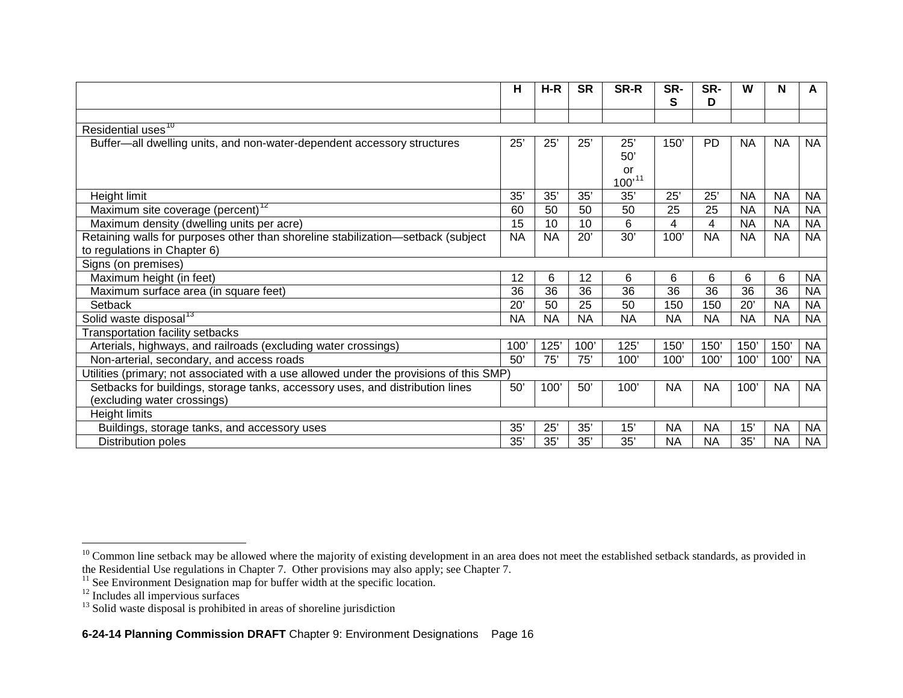| | H | H-R | SR | SR-R | SR-S | SR-D | W | N | A |
|---|---|---|---|---|---|---|---|---|---|
| | | | | | | | | | |
| Residential uses[10] | | | | | | | | | |
| Buffer—all dwelling units, and non-water-dependent accessory structures | 25' | 25' | 25' | 25' 50' or 100'[11] | 150' | PD | NA | NA | NA |
| Height limit | 35' | 35' | 35' | 35' | 25' | 25' | NA | NA | NA |
| Maximum site coverage (percent)[12] | 60 | 50 | 50 | 50 | 25 | 25 | NA | NA | NA |
| Maximum density (dwelling units per acre) | 15 | 10 | 10 | 6 | 4 | 4 | NA | NA | NA |
| Retaining walls for purposes other than shoreline stabilization—setback (subject to regulations in Chapter 6) | NA | NA | 20' | 30' | 100' | NA | NA | NA | NA |
| Signs (on premises) | | | | | | | | | |
| Maximum height (in feet) | 12 | 6 | 12 | 6 | 6 | 6 | 6 | 6 | NA |
| Maximum surface area (in square feet) | 36 | 36 | 36 | 36 | 36 | 36 | 36 | 36 | NA |
| Setback | 20' | 50 | 25 | 50 | 150 | 150 | 20' | NA | NA |
| Solid waste disposal[13] | NA | NA | NA | NA | NA | NA | NA | NA | NA |
| Transportation facility setbacks | | | | | | | | | |
| Arterials, highways, and railroads (excluding water crossings) | 100' | 125' | 100' | 125' | 150' | 150' | 150' | 150' | NA |
| Non-arterial, secondary, and access roads | 50' | 75' | 75' | 100' | 100' | 100' | 100' | 100' | NA |
| Utilities (primary; not associated with a use allowed under the provisions of this SMP) | | | | | | | | | |
| Setbacks for buildings, storage tanks, accessory uses, and distribution lines (excluding water crossings) | 50' | 100' | 50' | 100' | NA | NA | 100' | NA | NA |
| Height limits | | | | | | | | | |
| Buildings, storage tanks, and accessory uses | 35' | 25' | 35' | 15' | NA | NA | 15' | NA | NA |
| Distribution poles | 35' | 35' | 35' | 35' | NA | NA | 35' | NA | NA |

[10] Common line setback may be allowed where the majority of existing development in an area does not meet the established setback standards, as provided in the Residential Use regulations in Chapter 7. Other provisions may also apply; see Chapter 7.

[11] See Environment Designation map for buffer width at the specific location.

[12] Includes all impervious surfaces

[13] Solid waste disposal is prohibited in areas of shoreline jurisdiction